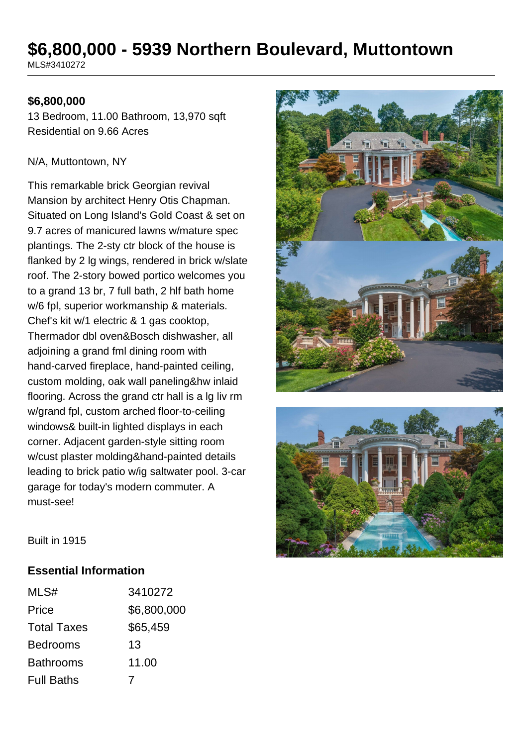# $6,800,000 - 5939 Northern Boulevard, Muttontown

MLS#3410272

**$6,800,000**

13 Bedroom, 11.00 Bathroom, 13,970 sqft
Residential on 9.66 Acres

N/A, Muttontown, NY

This remarkable brick Georgian revival Mansion by architect Henry Otis Chapman. Situated on Long Island's Gold Coast & set on 9.7 acres of manicured lawns w/mature spec plantings. The 2-sty ctr block of the house is flanked by 2 lg wings, rendered in brick w/slate roof. The 2-story bowed portico welcomes you to a grand 13 br, 7 full bath, 2 hlf bath home w/6 fpl, superior workmanship & materials. Chef's kit w/1 electric & 1 gas cooktop, Thermador dbl oven&Bosch dishwasher, all adjoining a grand fml dining room with hand-carved fireplace, hand-painted ceiling, custom molding, oak wall paneling&hw inlaid flooring. Across the grand ctr hall is a lg liv rm w/grand fpl, custom arched floor-to-ceiling windows& built-in lighted displays in each corner. Adjacent garden-style sitting room w/cust plaster molding&hand-painted details leading to brick patio w/ig saltwater pool. 3-car garage for today's modern commuter. A must-see!

Built in 1915

## Essential Information

| | |
|---|---|
| MLS# | 3410272 |
| Price | $6,800,000 |
| Total Taxes | $65,459 |
| Bedrooms | 13 |
| Bathrooms | 11.00 |
| Full Baths | 7 |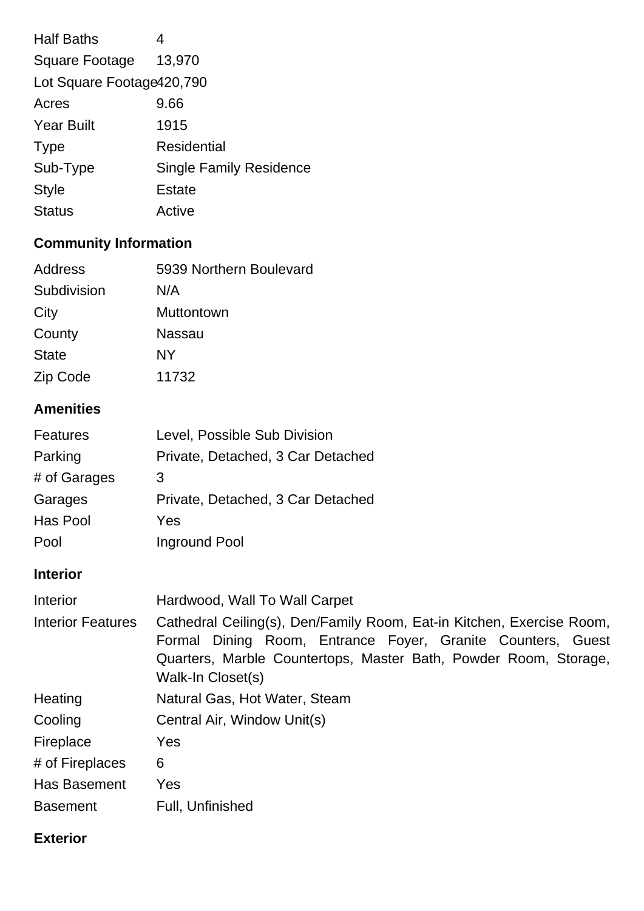| | |
|---|---|
| Half Baths | 4 |
| Square Footage | 13,970 |
| Lot Square Footage | 420,790 |
| Acres | 9.66 |
| Year Built | 1915 |
| Type | Residential |
| Sub-Type | Single Family Residence |
| Style | Estate |
| Status | Active |

## Community Information

| | |
|---|---|
| Address | 5939 Northern Boulevard |
| Subdivision | N/A |
| City | Muttontown |
| County | Nassau |
| State | NY |
| Zip Code | 11732 |

## Amenities

| | |
|---|---|
| Features | Level, Possible Sub Division |
| Parking | Private, Detached, 3 Car Detached |
| # of Garages | 3 |
| Garages | Private, Detached, 3 Car Detached |
| Has Pool | Yes |
| Pool | Inground Pool |

## Interior

| | |
|---|---|
| Interior | Hardwood, Wall To Wall Carpet |
| Interior Features | Cathedral Ceiling(s), Den/Family Room, Eat-in Kitchen, Exercise Room, Formal Dining Room, Entrance Foyer, Granite Counters, Guest Quarters, Marble Countertops, Master Bath, Powder Room, Storage, Walk-In Closet(s) |
| Heating | Natural Gas, Hot Water, Steam |
| Cooling | Central Air, Window Unit(s) |
| Fireplace | Yes |
| # of Fireplaces | 6 |
| Has Basement | Yes |
| Basement | Full, Unfinished |

## Exterior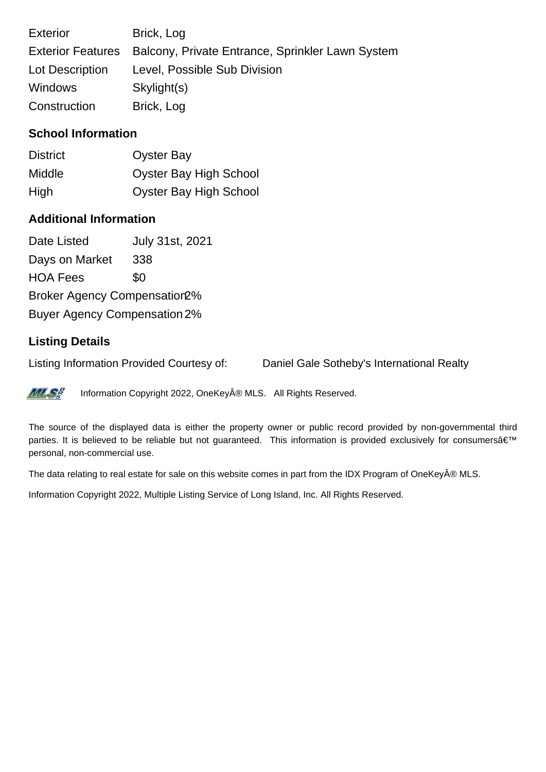| | |
|---|---|
| Exterior | Brick, Log |
| Exterior Features | Balcony, Private Entrance, Sprinkler Lawn System |
| Lot Description | Level, Possible Sub Division |
| Windows | Skylight(s) |
| Construction | Brick, Log |

## School Information

| | |
|---|---|
| District | Oyster Bay |
| Middle | Oyster Bay High School |
| High | Oyster Bay High School |

## Additional Information

| | |
|---|---|
| Date Listed | July 31st, 2021 |
| Days on Market | 338 |
| HOA Fees | $0 |
| Broker Agency Compensation | 2% |
| Buyer Agency Compensation | 2% |

## Listing Details

Listing Information Provided Courtesy of: Daniel Gale Sotheby's International Realty

Information Copyright 2022, OneKeyÂ® MLS. All Rights Reserved.

The source of the displayed data is either the property owner or public record provided by non-governmental third parties. It is believed to be reliable but not guaranteed. This information is provided exclusively for consumersâ€™ personal, non-commercial use.

The data relating to real estate for sale on this website comes in part from the IDX Program of OneKeyÂ® MLS.

Information Copyright 2022, Multiple Listing Service of Long Island, Inc. All Rights Reserved.